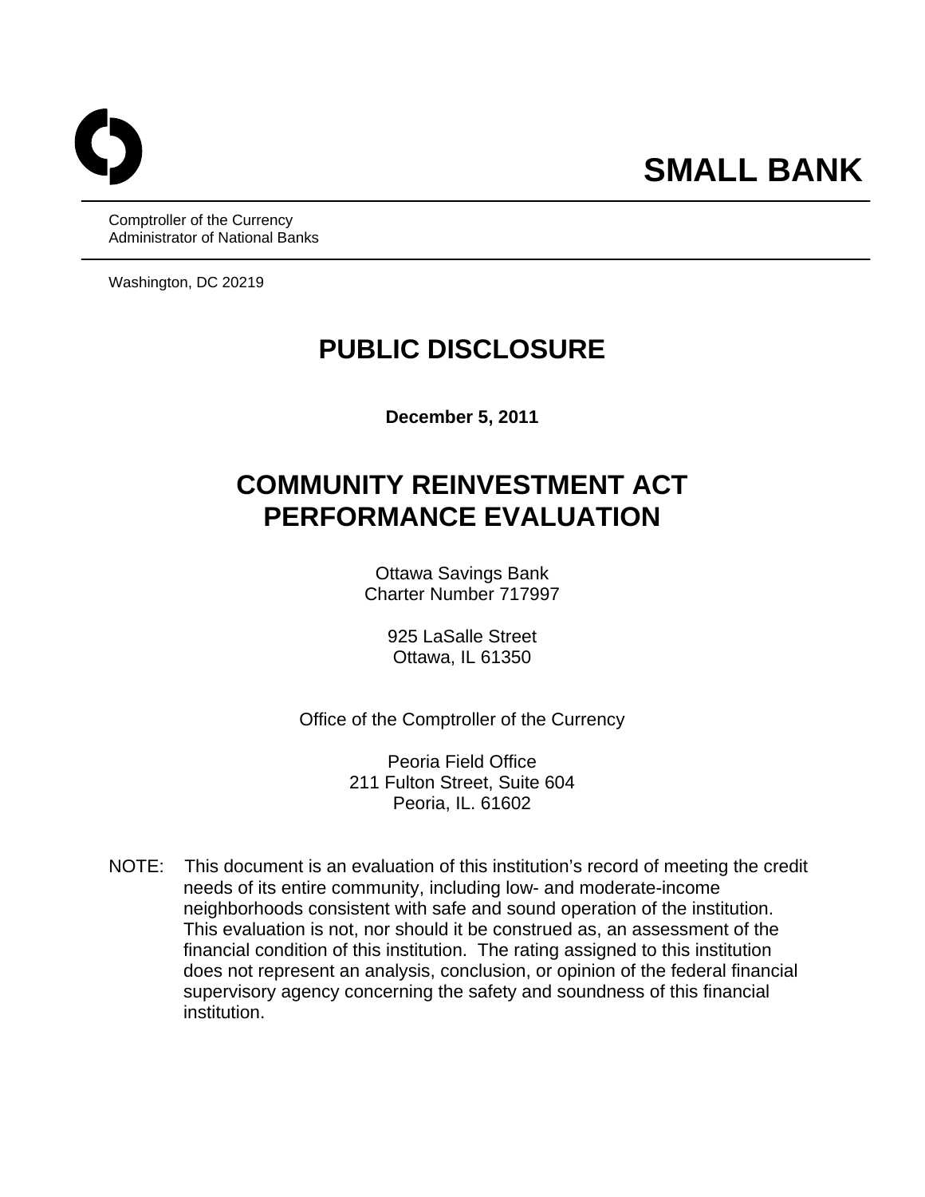**SMALL BANK**

Comptroller of the Currency
Administrator of National Banks

Washington, DC 20219

# PUBLIC DISCLOSURE

**December 5, 2011**

# COMMUNITY REINVESTMENT ACT PERFORMANCE EVALUATION

Ottawa Savings Bank
Charter Number 717997

925 LaSalle Street
Ottawa, IL 61350

Office of the Comptroller of the Currency

Peoria Field Office
211 Fulton Street, Suite 604
Peoria, IL. 61602

NOTE: This document is an evaluation of this institution's record of meeting the credit needs of its entire community, including low- and moderate-income neighborhoods consistent with safe and sound operation of the institution. This evaluation is not, nor should it be construed as, an assessment of the financial condition of this institution. The rating assigned to this institution does not represent an analysis, conclusion, or opinion of the federal financial supervisory agency concerning the safety and soundness of this financial institution.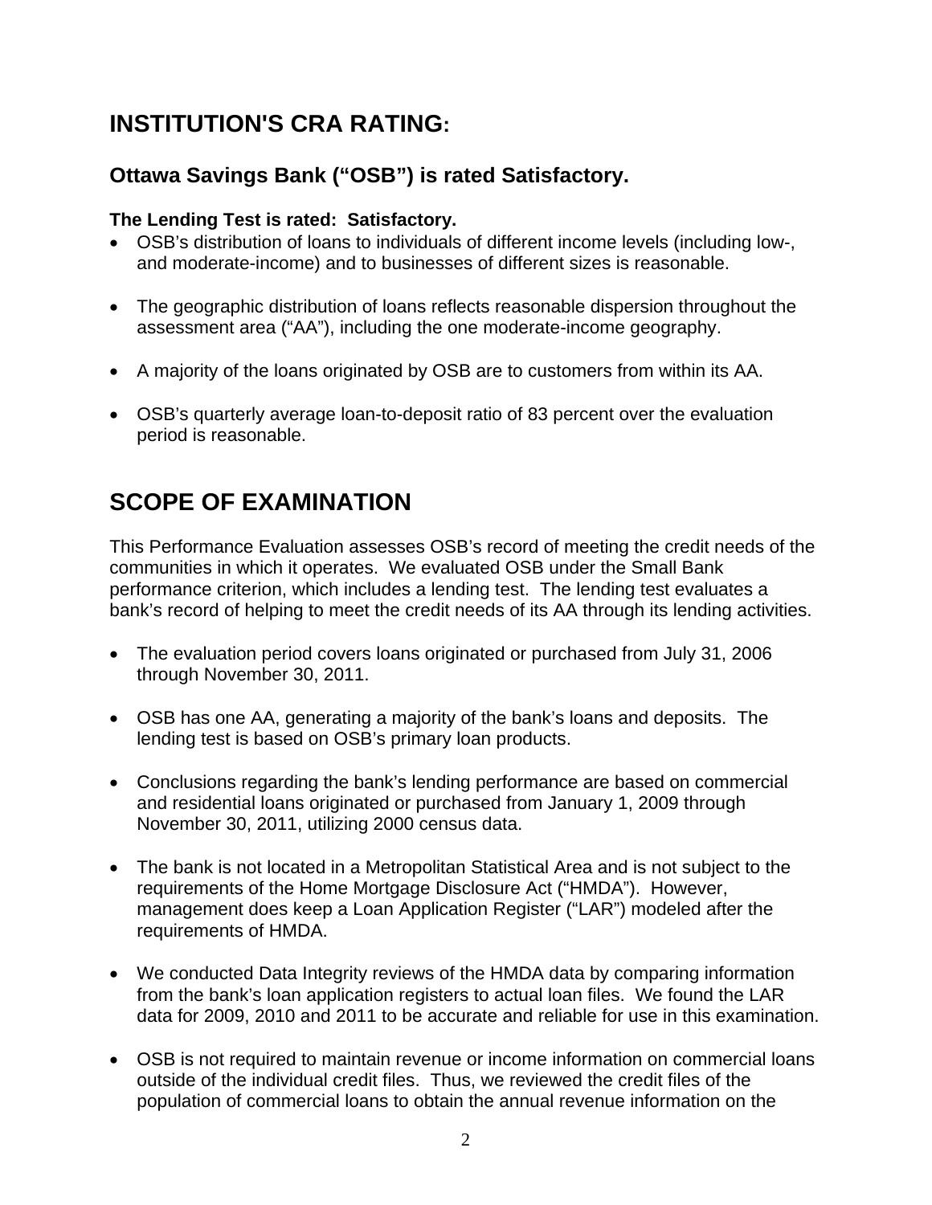# INSTITUTION'S CRA RATING:

## Ottawa Savings Bank ("OSB") is rated Satisfactory.

**The Lending Test is rated: Satisfactory.**

- OSB's distribution of loans to individuals of different income levels (including low-, and moderate-income) and to businesses of different sizes is reasonable.
- The geographic distribution of loans reflects reasonable dispersion throughout the assessment area ("AA"), including the one moderate-income geography.
- A majority of the loans originated by OSB are to customers from within its AA.
- OSB's quarterly average loan-to-deposit ratio of 83 percent over the evaluation period is reasonable.

# SCOPE OF EXAMINATION

This Performance Evaluation assesses OSB's record of meeting the credit needs of the communities in which it operates. We evaluated OSB under the Small Bank performance criterion, which includes a lending test. The lending test evaluates a bank's record of helping to meet the credit needs of its AA through its lending activities.

- The evaluation period covers loans originated or purchased from July 31, 2006 through November 30, 2011.
- OSB has one AA, generating a majority of the bank's loans and deposits. The lending test is based on OSB's primary loan products.
- Conclusions regarding the bank's lending performance are based on commercial and residential loans originated or purchased from January 1, 2009 through November 30, 2011, utilizing 2000 census data.
- The bank is not located in a Metropolitan Statistical Area and is not subject to the requirements of the Home Mortgage Disclosure Act ("HMDA"). However, management does keep a Loan Application Register ("LAR") modeled after the requirements of HMDA.
- We conducted Data Integrity reviews of the HMDA data by comparing information from the bank's loan application registers to actual loan files. We found the LAR data for 2009, 2010 and 2011 to be accurate and reliable for use in this examination.
- OSB is not required to maintain revenue or income information on commercial loans outside of the individual credit files. Thus, we reviewed the credit files of the population of commercial loans to obtain the annual revenue information on the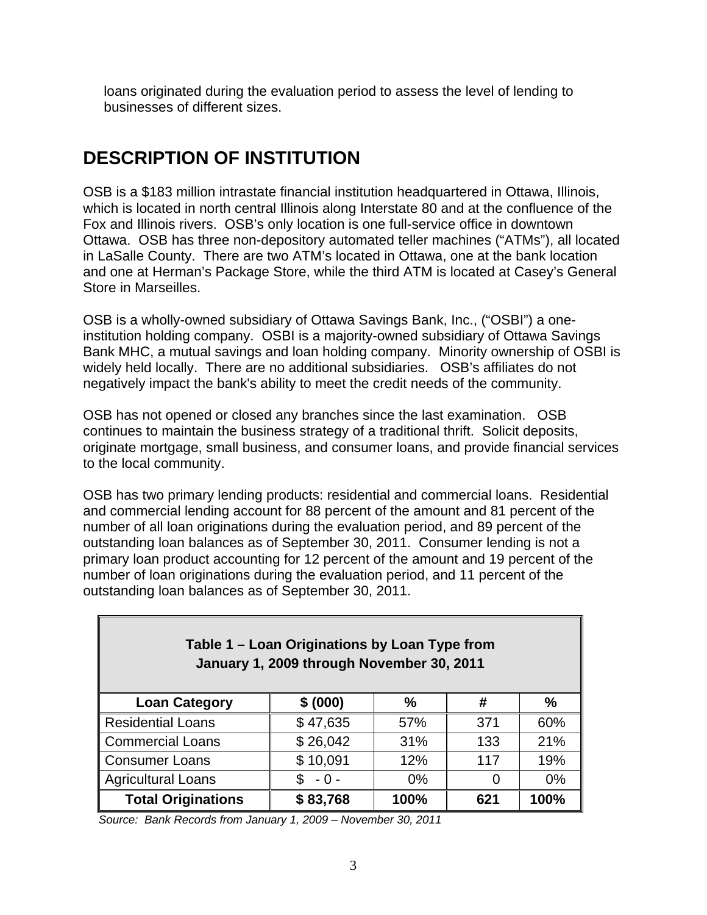loans originated during the evaluation period to assess the level of lending to businesses of different sizes.

# DESCRIPTION OF INSTITUTION

OSB is a $183 million intrastate financial institution headquartered in Ottawa, Illinois, which is located in north central Illinois along Interstate 80 and at the confluence of the Fox and Illinois rivers. OSB's only location is one full-service office in downtown Ottawa. OSB has three non-depository automated teller machines ("ATMs"), all located in LaSalle County. There are two ATM's located in Ottawa, one at the bank location and one at Herman's Package Store, while the third ATM is located at Casey's General Store in Marseilles.

OSB is a wholly-owned subsidiary of Ottawa Savings Bank, Inc., ("OSBI") a one-institution holding company. OSBI is a majority-owned subsidiary of Ottawa Savings Bank MHC, a mutual savings and loan holding company. Minority ownership of OSBI is widely held locally. There are no additional subsidiaries. OSB's affiliates do not negatively impact the bank's ability to meet the credit needs of the community.

OSB has not opened or closed any branches since the last examination. OSB continues to maintain the business strategy of a traditional thrift. Solicit deposits, originate mortgage, small business, and consumer loans, and provide financial services to the local community.

OSB has two primary lending products: residential and commercial loans. Residential and commercial lending account for 88 percent of the amount and 81 percent of the number of all loan originations during the evaluation period, and 89 percent of the outstanding loan balances as of September 30, 2011. Consumer lending is not a primary loan product accounting for 12 percent of the amount and 19 percent of the number of loan originations during the evaluation period, and 11 percent of the outstanding loan balances as of September 30, 2011.

**Table 1 – Loan Originations by Loan Type from January 1, 2009 through November 30, 2011**

| Loan Category | $ (000) | % | # | % |
|---|---|---|---|---|
| Residential Loans | $ 47,635 | 57% | 371 | 60% |
| Commercial Loans | $ 26,042 | 31% | 133 | 21% |
| Consumer Loans | $ 10,091 | 12% | 117 | 19% |
| Agricultural Loans | $ - 0 - | 0% | 0 | 0% |
| **Total Originations** | **$ 83,768** | **100%** | **621** | **100%** |

*Source: Bank Records from January 1, 2009 – November 30, 2011*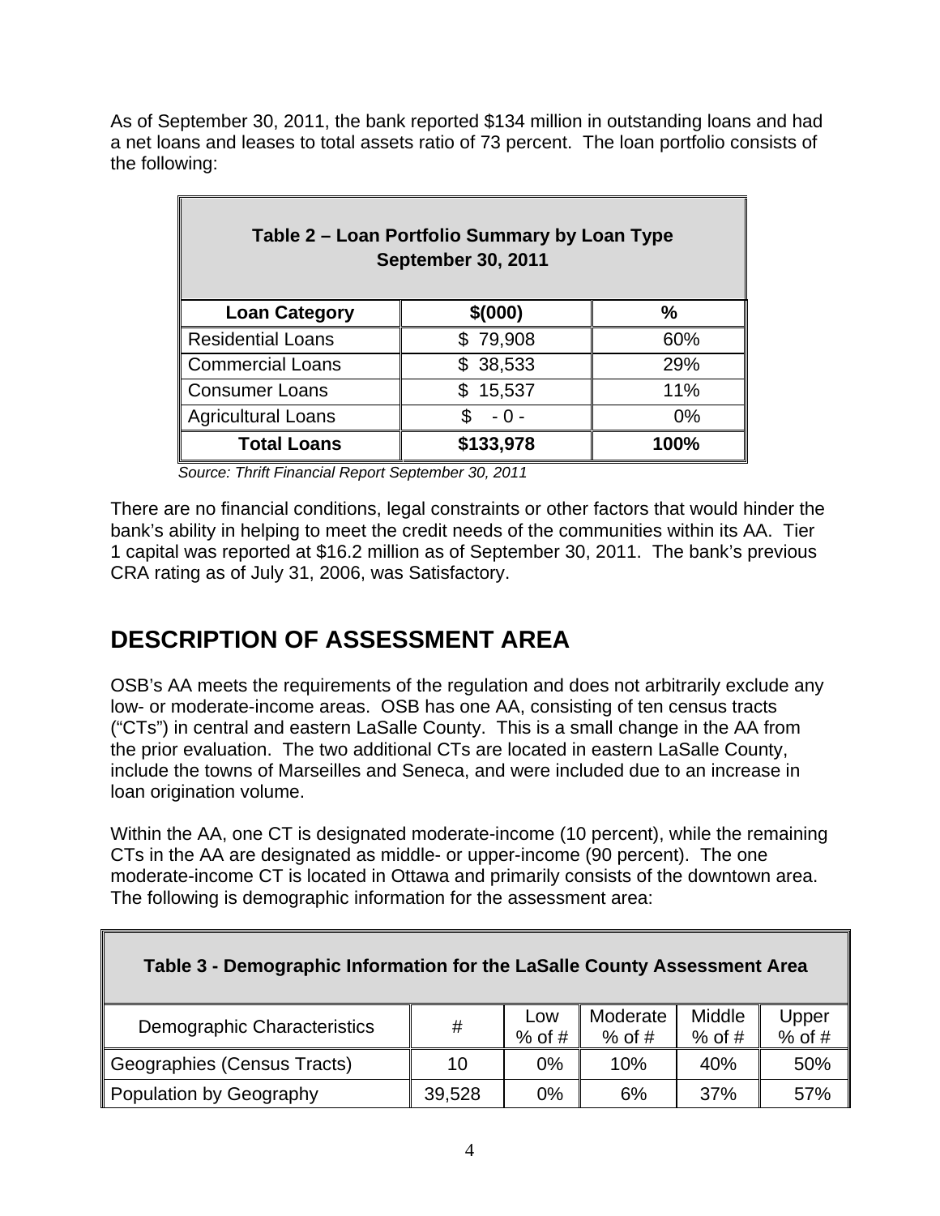As of September 30, 2011, the bank reported $134 million in outstanding loans and had a net loans and leases to total assets ratio of 73 percent. The loan portfolio consists of the following:

| **Table 2 – Loan Portfolio Summary by Loan Type September 30, 2011** | | |
|---|---|---|
| **Loan Category** | **$(000)** | **%** |
| Residential Loans | $ 79,908 | 60% |
| Commercial Loans | $ 38,533 | 29% |
| Consumer Loans | $ 15,537 | 11% |
| Agricultural Loans | $ - 0 - | 0% |
| **Total Loans** | **$133,978** | **100%** |

*Source: Thrift Financial Report September 30, 2011*

There are no financial conditions, legal constraints or other factors that would hinder the bank's ability in helping to meet the credit needs of the communities within its AA. Tier 1 capital was reported at $16.2 million as of September 30, 2011. The bank's previous CRA rating as of July 31, 2006, was Satisfactory.

# DESCRIPTION OF ASSESSMENT AREA

OSB's AA meets the requirements of the regulation and does not arbitrarily exclude any low- or moderate-income areas. OSB has one AA, consisting of ten census tracts ("CTs") in central and eastern LaSalle County. This is a small change in the AA from the prior evaluation. The two additional CTs are located in eastern LaSalle County, include the towns of Marseilles and Seneca, and were included due to an increase in loan origination volume.

Within the AA, one CT is designated moderate-income (10 percent), while the remaining CTs in the AA are designated as middle- or upper-income (90 percent). The one moderate-income CT is located in Ottawa and primarily consists of the downtown area. The following is demographic information for the assessment area:

| **Table 3 - Demographic Information for the LaSalle County Assessment Area** | | | | | |
|---|---|---|---|---|---|
| Demographic Characteristics | # | Low % of # | Moderate % of # | Middle % of # | Upper % of # |
| Geographies (Census Tracts) | 10 | 0% | 10% | 40% | 50% |
| Population by Geography | 39,528 | 0% | 6% | 37% | 57% |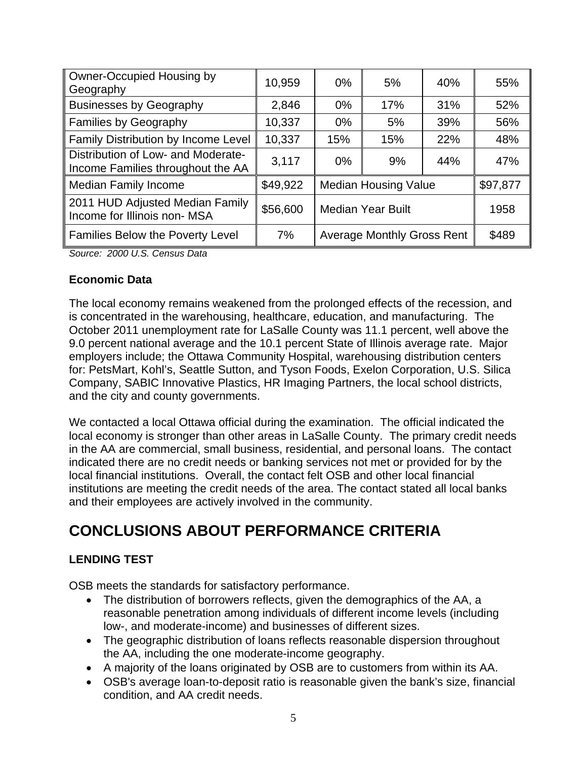| Owner-Occupied Housing by Geography | 10,959 | 0% | 5% | 40% | 55% |
|---|---|---|---|---|---|
| Businesses by Geography | 2,846 | 0% | 17% | 31% | 52% |
| Families by Geography | 10,337 | 0% | 5% | 39% | 56% |
| Family Distribution by Income Level | 10,337 | 15% | 15% | 22% | 48% |
| Distribution of Low- and Moderate-Income Families throughout the AA | 3,117 | 0% | 9% | 44% | 47% |
| Median Family Income | $49,922 | Median Housing Value | | | $97,877 |
| 2011 HUD Adjusted Median Family Income for Illinois non- MSA | $56,600 | Median Year Built | | | 1958 |
| Families Below the Poverty Level | 7% | Average Monthly Gross Rent | | | $489 |

*Source: 2000 U.S. Census Data*

**Economic Data**

The local economy remains weakened from the prolonged effects of the recession, and is concentrated in the warehousing, healthcare, education, and manufacturing. The October 2011 unemployment rate for LaSalle County was 11.1 percent, well above the 9.0 percent national average and the 10.1 percent State of Illinois average rate. Major employers include; the Ottawa Community Hospital, warehousing distribution centers for: PetsMart, Kohl's, Seattle Sutton, and Tyson Foods, Exelon Corporation, U.S. Silica Company, SABIC Innovative Plastics, HR Imaging Partners, the local school districts, and the city and county governments.

We contacted a local Ottawa official during the examination. The official indicated the local economy is stronger than other areas in LaSalle County. The primary credit needs in the AA are commercial, small business, residential, and personal loans. The contact indicated there are no credit needs or banking services not met or provided for by the local financial institutions. Overall, the contact felt OSB and other local financial institutions are meeting the credit needs of the area. The contact stated all local banks and their employees are actively involved in the community.

# CONCLUSIONS ABOUT PERFORMANCE CRITERIA

**LENDING TEST**

OSB meets the standards for satisfactory performance.

- The distribution of borrowers reflects, given the demographics of the AA, a reasonable penetration among individuals of different income levels (including low-, and moderate-income) and businesses of different sizes.
- The geographic distribution of loans reflects reasonable dispersion throughout the AA, including the one moderate-income geography.
- A majority of the loans originated by OSB are to customers from within its AA.
- OSB's average loan-to-deposit ratio is reasonable given the bank's size, financial condition, and AA credit needs.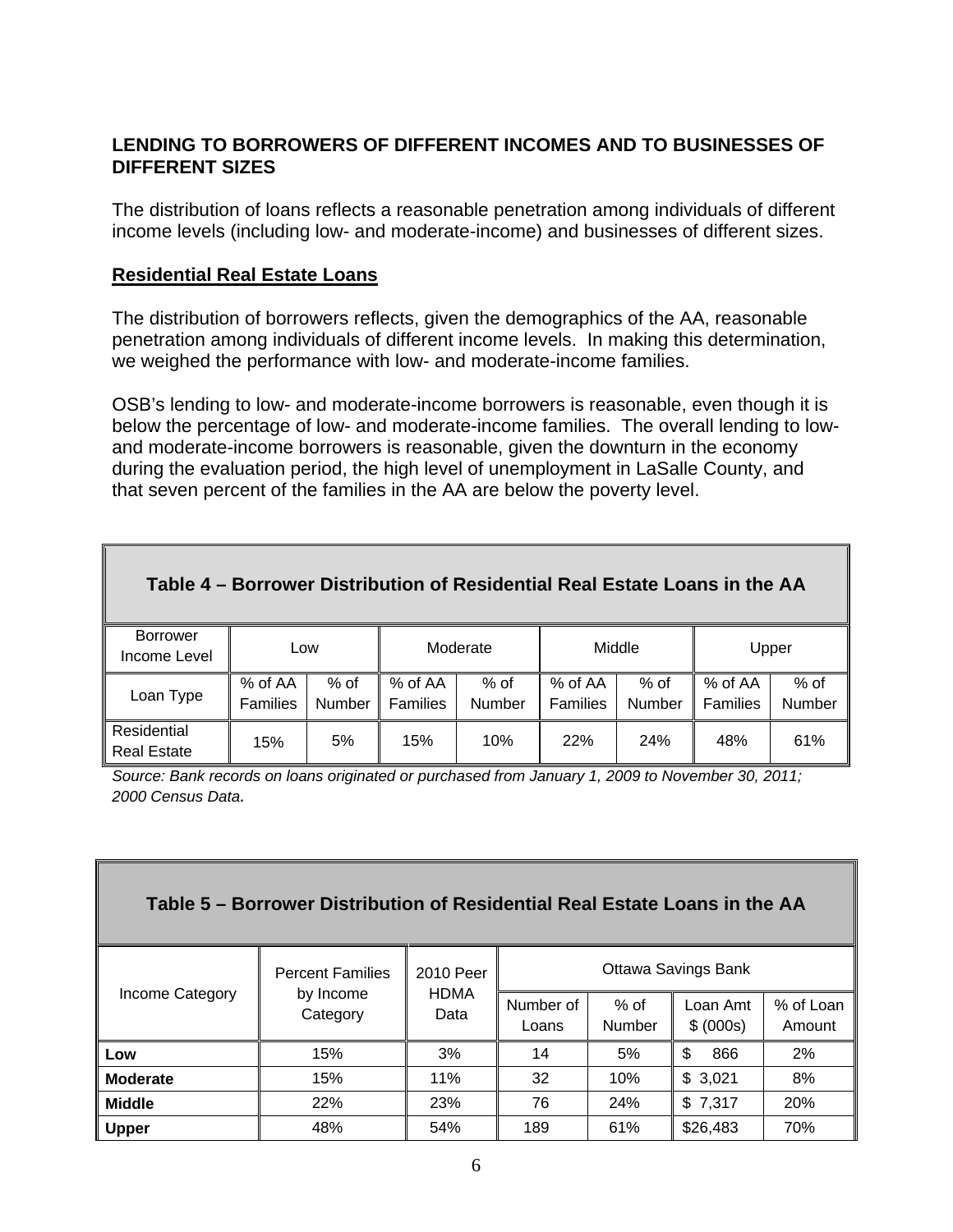## LENDING TO BORROWERS OF DIFFERENT INCOMES AND TO BUSINESSES OF DIFFERENT SIZES

The distribution of loans reflects a reasonable penetration among individuals of different income levels (including low- and moderate-income) and businesses of different sizes.

### Residential Real Estate Loans

The distribution of borrowers reflects, given the demographics of the AA, reasonable penetration among individuals of different income levels. In making this determination, we weighed the performance with low- and moderate-income families.

OSB's lending to low- and moderate-income borrowers is reasonable, even though it is below the percentage of low- and moderate-income families. The overall lending to low- and moderate-income borrowers is reasonable, given the downturn in the economy during the evaluation period, the high level of unemployment in LaSalle County, and that seven percent of the families in the AA are below the poverty level.

**Table 4 – Borrower Distribution of Residential Real Estate Loans in the AA**

| Borrower Income Level | Low | | Moderate | | Middle | | Upper | |
|---|---|---|---|---|---|---|---|---|
| Loan Type | % of AA Families | % of Number | % of AA Families | % of Number | % of AA Families | % of Number | % of AA Families | % of Number |
| Residential Real Estate | 15% | 5% | 15% | 10% | 22% | 24% | 48% | 61% |

*Source: Bank records on loans originated or purchased from January 1, 2009 to November 30, 2011; 2000 Census Data.*

**Table 5 – Borrower Distribution of Residential Real Estate Loans in the AA**

| Income Category | Percent Families by Income Category | 2010 Peer HDMA Data | Ottawa Savings Bank | | | |
|---|---|---|---|---|---|---|
| | | | Number of Loans | % of Number | Loan Amt $ (000s) | % of Loan Amount |
| **Low** | 15% | 3% | 14 | 5% | $ 866 | 2% |
| **Moderate** | 15% | 11% | 32 | 10% | $ 3,021 | 8% |
| **Middle** | 22% | 23% | 76 | 24% | $ 7,317 | 20% |
| **Upper** | 48% | 54% | 189 | 61% | $26,483 | 70% |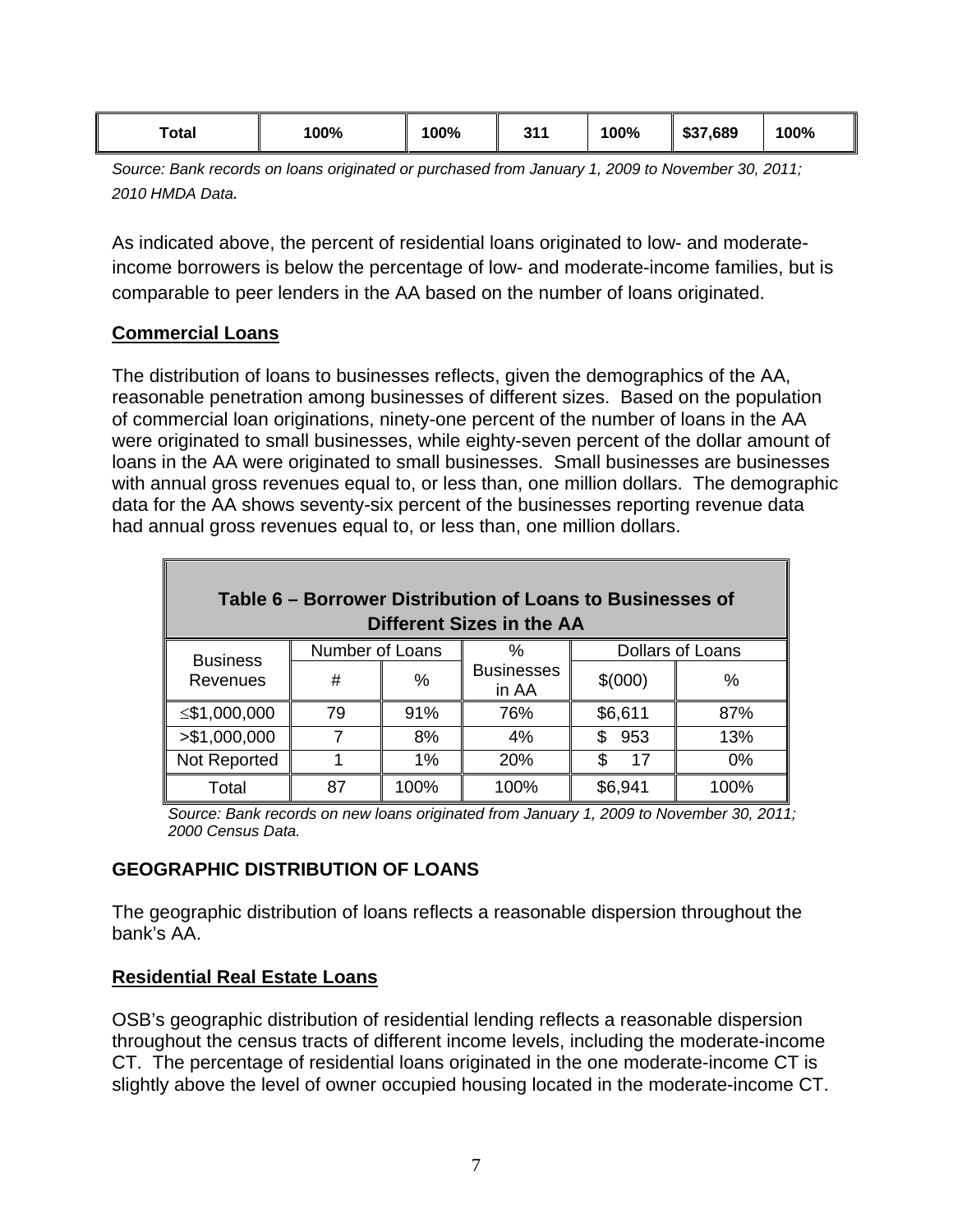| Total | 100% | 100% | 311 | 100% | $37,689 | 100% |
|---|---|---|---|---|---|---|

*Source: Bank records on loans originated or purchased from January 1, 2009 to November 30, 2011; 2010 HMDA Data.*

As indicated above, the percent of residential loans originated to low- and moderate-income borrowers is below the percentage of low- and moderate-income families, but is comparable to peer lenders in the AA based on the number of loans originated.

**Commercial Loans**

The distribution of loans to businesses reflects, given the demographics of the AA, reasonable penetration among businesses of different sizes. Based on the population of commercial loan originations, ninety-one percent of the number of loans in the AA were originated to small businesses, while eighty-seven percent of the dollar amount of loans in the AA were originated to small businesses. Small businesses are businesses with annual gross revenues equal to, or less than, one million dollars. The demographic data for the AA shows seventy-six percent of the businesses reporting revenue data had annual gross revenues equal to, or less than, one million dollars.

**Table 6 – Borrower Distribution of Loans to Businesses of Different Sizes in the AA**

| Business Revenues | Number of Loans | | % Businesses in AA | Dollars of Loans | |
|---|---|---|---|---|---|
| | # | % | | $(000) | % |
| ≤$1,000,000 | 79 | 91% | 76% | $6,611 | 87% |
| >$1,000,000 | 7 | 8% | 4% | $ 953 | 13% |
| Not Reported | 1 | 1% | 20% | $ 17 | 0% |
| Total | 87 | 100% | 100% | $6,941 | 100% |

*Source: Bank records on new loans originated from January 1, 2009 to November 30, 2011; 2000 Census Data.*

## GEOGRAPHIC DISTRIBUTION OF LOANS

The geographic distribution of loans reflects a reasonable dispersion throughout the bank's AA.

**Residential Real Estate Loans**

OSB's geographic distribution of residential lending reflects a reasonable dispersion throughout the census tracts of different income levels, including the moderate-income CT. The percentage of residential loans originated in the one moderate-income CT is slightly above the level of owner occupied housing located in the moderate-income CT.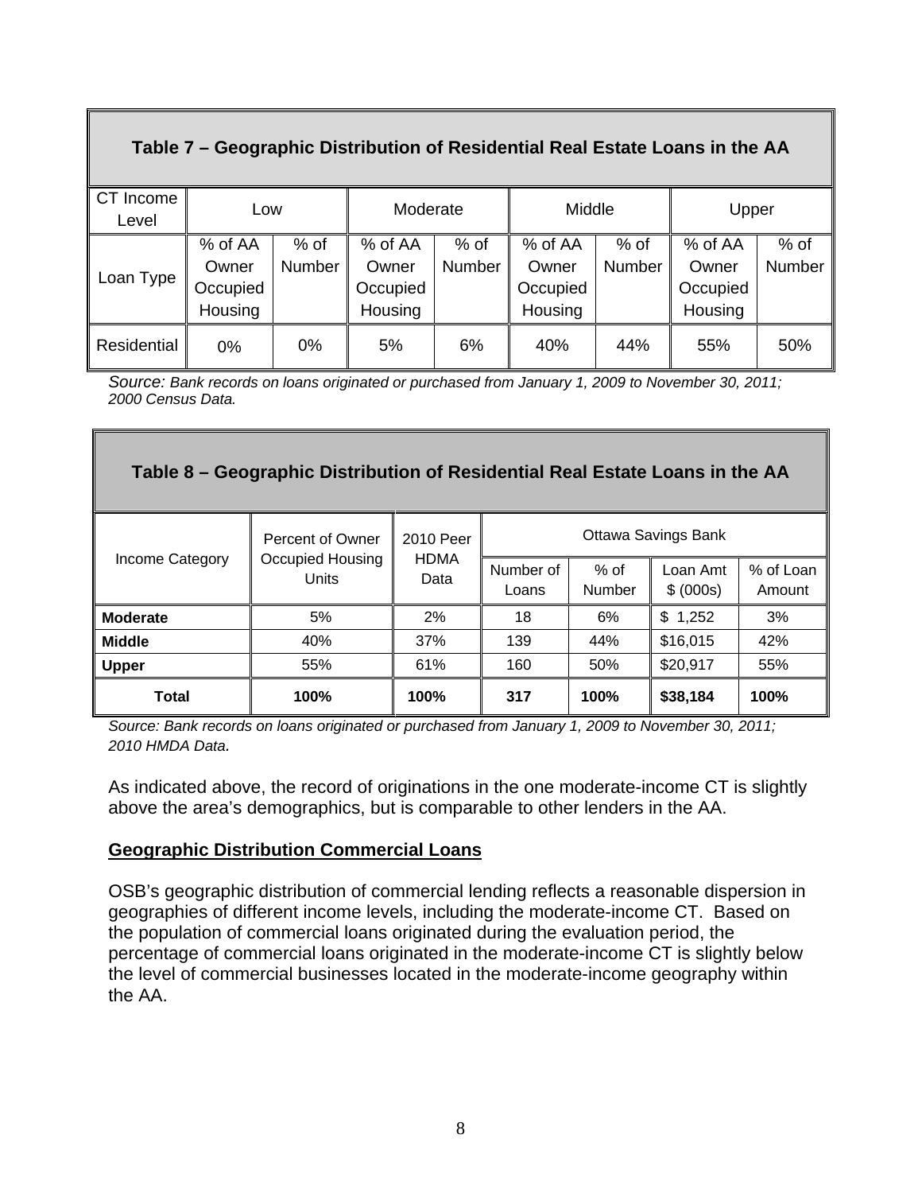**Table 7 – Geographic Distribution of Residential Real Estate Loans in the AA**

| CT Income Level | Low | | Moderate | | Middle | | Upper | |
|---|---|---|---|---|---|---|---|---|
| Loan Type | % of AA Owner Occupied Housing | % of Number | % of AA Owner Occupied Housing | % of Number | % of AA Owner Occupied Housing | % of Number | % of AA Owner Occupied Housing | % of Number |
| Residential | 0% | 0% | 5% | 6% | 40% | 44% | 55% | 50% |

*Source: Bank records on loans originated or purchased from January 1, 2009 to November 30, 2011; 2000 Census Data.*

**Table 8 – Geographic Distribution of Residential Real Estate Loans in the AA**

| Income Category | Percent of Owner Occupied Housing Units | 2010 Peer HDMA Data | Ottawa Savings Bank | | | |
|---|---|---|---|---|---|---|
| | | | Number of Loans | % of Number | Loan Amt $ (000s) | % of Loan Amount |
| **Moderate** | 5% | 2% | 18 | 6% | $ 1,252 | 3% |
| **Middle** | 40% | 37% | 139 | 44% | $16,015 | 42% |
| **Upper** | 55% | 61% | 160 | 50% | $20,917 | 55% |
| **Total** | **100%** | **100%** | **317** | **100%** | **$38,184** | **100%** |

*Source: Bank records on loans originated or purchased from January 1, 2009 to November 30, 2011; 2010 HMDA Data.*

As indicated above, the record of originations in the one moderate-income CT is slightly above the area's demographics, but is comparable to other lenders in the AA.

**Geographic Distribution Commercial Loans**

OSB's geographic distribution of commercial lending reflects a reasonable dispersion in geographies of different income levels, including the moderate-income CT. Based on the population of commercial loans originated during the evaluation period, the percentage of commercial loans originated in the moderate-income CT is slightly below the level of commercial businesses located in the moderate-income geography within the AA.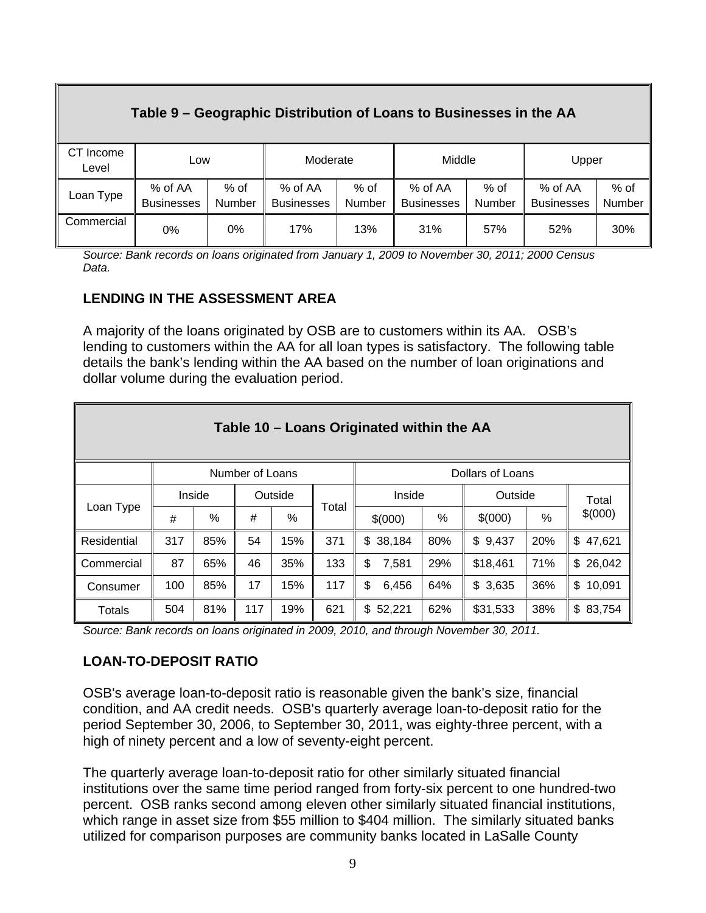| Table 9 – Geographic Distribution of Loans to Businesses in the AA | | | | | | | | |
|---|---|---|---|---|---|---|---|---|
| CT Income Level | Low | | Moderate | | Middle | | Upper | |
| Loan Type | % of AA Businesses | % of Number | % of AA Businesses | % of Number | % of AA Businesses | % of Number | % of AA Businesses | % of Number |
| Commercial | 0% | 0% | 17% | 13% | 31% | 57% | 52% | 30% |

*Source: Bank records on loans originated from January 1, 2009 to November 30, 2011; 2000 Census Data.*

### LENDING IN THE ASSESSMENT AREA

A majority of the loans originated by OSB are to customers within its AA. OSB's lending to customers within the AA for all loan types is satisfactory. The following table details the bank's lending within the AA based on the number of loan originations and dollar volume during the evaluation period.

| Table 10 – Loans Originated within the AA | | | | | | | | | | |
|---|---|---|---|---|---|---|---|---|---|---|
| | Number of Loans | | | | | Dollars of Loans | | | | |
| Loan Type | Inside | | Outside | | Total | Inside | | Outside | | Total $(000) |
| | # | % | # | % | | $(000) | % | $(000) | % | |
| Residential | 317 | 85% | 54 | 15% | 371 | $ 38,184 | 80% | $ 9,437 | 20% | $ 47,621 |
| Commercial | 87 | 65% | 46 | 35% | 133 | $ 7,581 | 29% | $18,461 | 71% | $ 26,042 |
| Consumer | 100 | 85% | 17 | 15% | 117 | $ 6,456 | 64% | $ 3,635 | 36% | $ 10,091 |
| Totals | 504 | 81% | 117 | 19% | 621 | $ 52,221 | 62% | $31,533 | 38% | $ 83,754 |

*Source: Bank records on loans originated in 2009, 2010, and through November 30, 2011.*

### LOAN-TO-DEPOSIT RATIO

OSB's average loan-to-deposit ratio is reasonable given the bank's size, financial condition, and AA credit needs. OSB's quarterly average loan-to-deposit ratio for the period September 30, 2006, to September 30, 2011, was eighty-three percent, with a high of ninety percent and a low of seventy-eight percent.

The quarterly average loan-to-deposit ratio for other similarly situated financial institutions over the same time period ranged from forty-six percent to one hundred-two percent. OSB ranks second among eleven other similarly situated financial institutions, which range in asset size from $55 million to $404 million. The similarly situated banks utilized for comparison purposes are community banks located in LaSalle County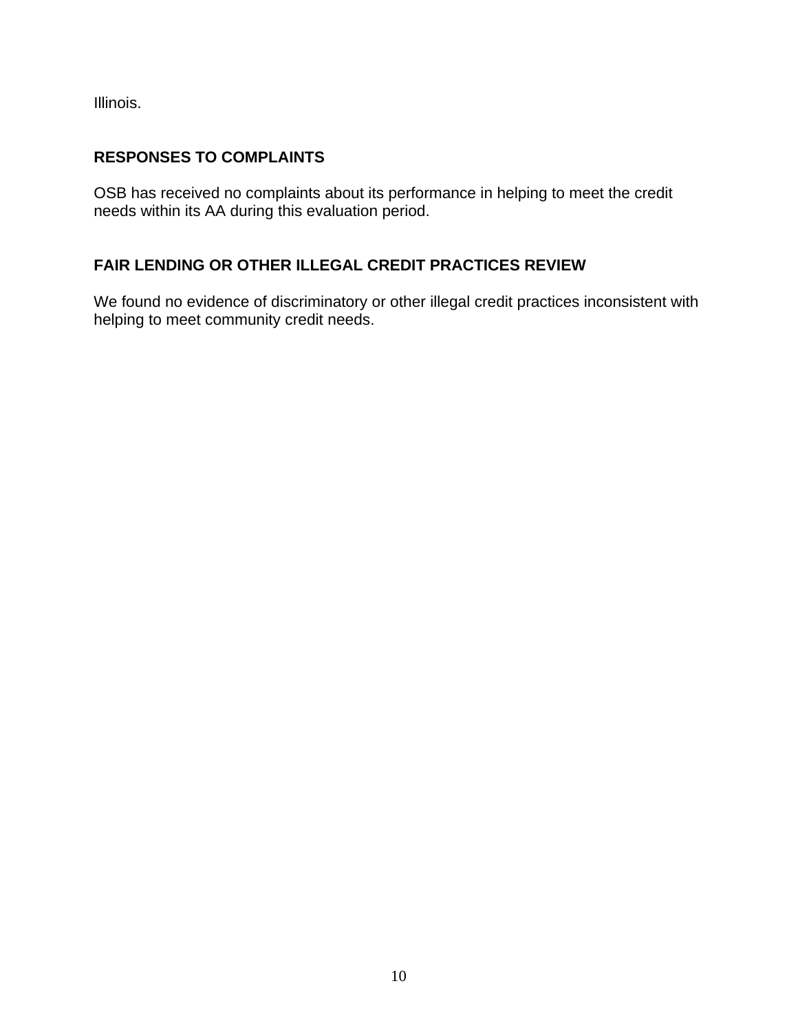Illinois.

## RESPONSES TO COMPLAINTS

OSB has received no complaints about its performance in helping to meet the credit needs within its AA during this evaluation period.

## FAIR LENDING OR OTHER ILLEGAL CREDIT PRACTICES REVIEW

We found no evidence of discriminatory or other illegal credit practices inconsistent with helping to meet community credit needs.